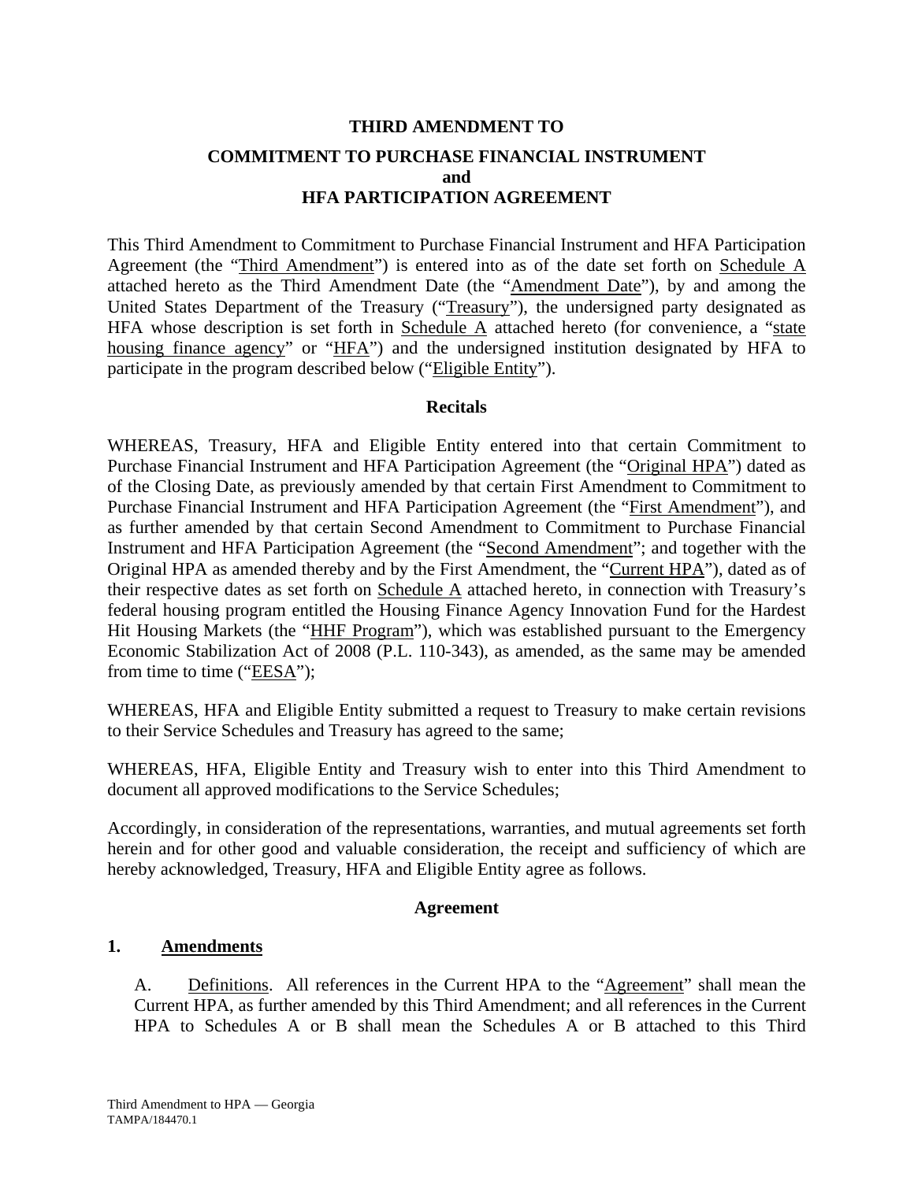**THIRD AMENDMENT TO**

**COMMITMENT TO PURCHASE FINANCIAL INSTRUMENT and HFA PARTICIPATION AGREEMENT**

This Third Amendment to Commitment to Purchase Financial Instrument and HFA Participation Agreement (the "Third Amendment") is entered into as of the date set forth on Schedule A attached hereto as the Third Amendment Date (the "Amendment Date"), by and among the United States Department of the Treasury ("Treasury"), the undersigned party designated as HFA whose description is set forth in Schedule A attached hereto (for convenience, a "state housing finance agency" or "HFA") and the undersigned institution designated by HFA to participate in the program described below ("Eligible Entity").

**Recitals**

WHEREAS, Treasury, HFA and Eligible Entity entered into that certain Commitment to Purchase Financial Instrument and HFA Participation Agreement (the "Original HPA") dated as of the Closing Date, as previously amended by that certain First Amendment to Commitment to Purchase Financial Instrument and HFA Participation Agreement (the "First Amendment"), and as further amended by that certain Second Amendment to Commitment to Purchase Financial Instrument and HFA Participation Agreement (the "Second Amendment"; and together with the Original HPA as amended thereby and by the First Amendment, the "Current HPA"), dated as of their respective dates as set forth on Schedule A attached hereto, in connection with Treasury's federal housing program entitled the Housing Finance Agency Innovation Fund for the Hardest Hit Housing Markets (the "HHF Program"), which was established pursuant to the Emergency Economic Stabilization Act of 2008 (P.L. 110-343), as amended, as the same may be amended from time to time ("EESA");

WHEREAS, HFA and Eligible Entity submitted a request to Treasury to make certain revisions to their Service Schedules and Treasury has agreed to the same;

WHEREAS, HFA, Eligible Entity and Treasury wish to enter into this Third Amendment to document all approved modifications to the Service Schedules;

Accordingly, in consideration of the representations, warranties, and mutual agreements set forth herein and for other good and valuable consideration, the receipt and sufficiency of which are hereby acknowledged, Treasury, HFA and Eligible Entity agree as follows.

**Agreement**

**1. Amendments**

A. Definitions. All references in the Current HPA to the "Agreement" shall mean the Current HPA, as further amended by this Third Amendment; and all references in the Current HPA to Schedules A or B shall mean the Schedules A or B attached to this Third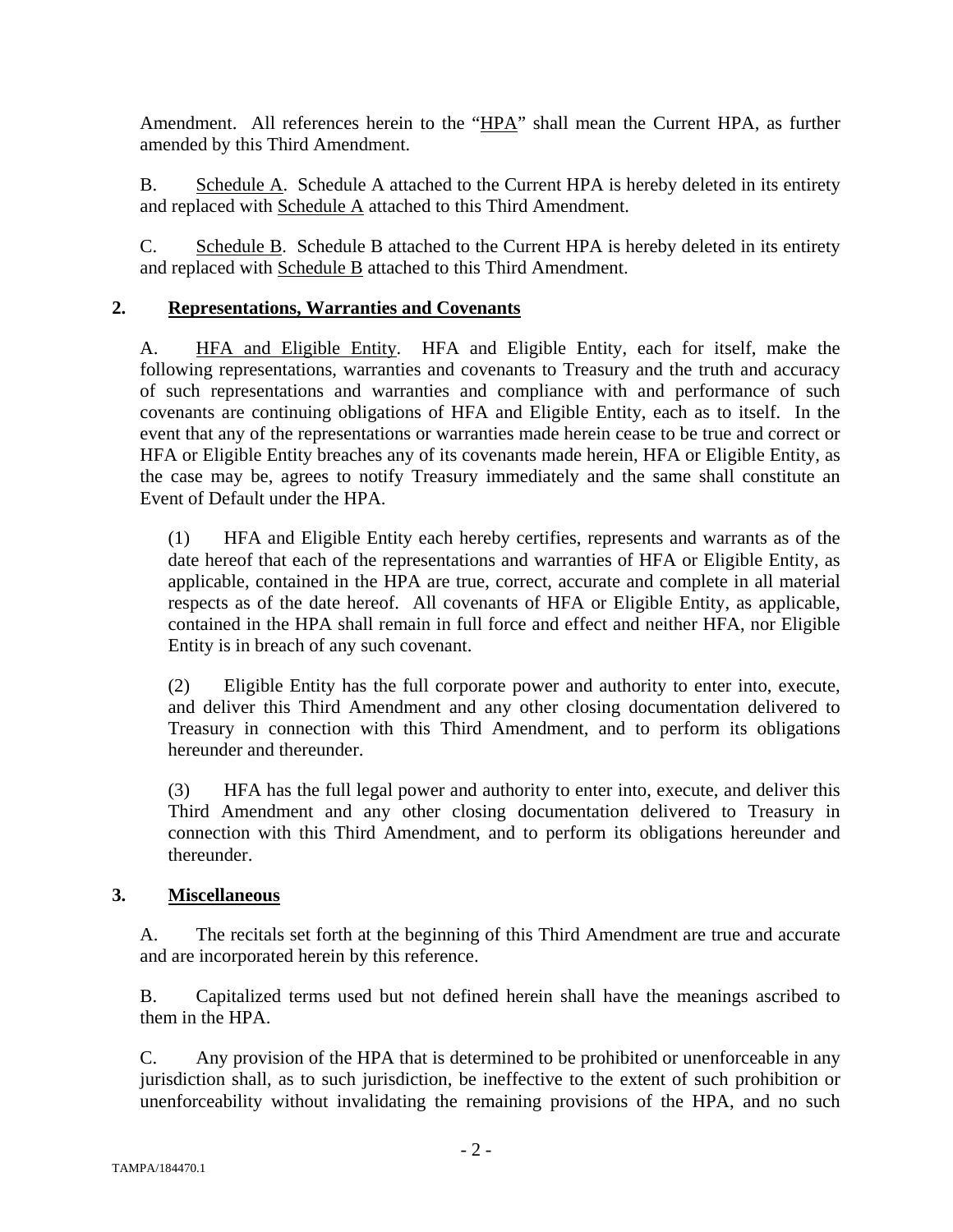Amendment. All references herein to the "<u>HPA</u>" shall mean the Current HPA, as further amended by this Third Amendment.

B. <u>Schedule A</u>. Schedule A attached to the Current HPA is hereby deleted in its entirety and replaced with <u>Schedule A</u> attached to this Third Amendment.

C. <u>Schedule B</u>. Schedule B attached to the Current HPA is hereby deleted in its entirety and replaced with <u>Schedule B</u> attached to this Third Amendment.

## 2. <u>Representations, Warranties and Covenants</u>

A. <u>HFA and Eligible Entity</u>. HFA and Eligible Entity, each for itself, make the following representations, warranties and covenants to Treasury and the truth and accuracy of such representations and warranties and compliance with and performance of such covenants are continuing obligations of HFA and Eligible Entity, each as to itself. In the event that any of the representations or warranties made herein cease to be true and correct or HFA or Eligible Entity breaches any of its covenants made herein, HFA or Eligible Entity, as the case may be, agrees to notify Treasury immediately and the same shall constitute an Event of Default under the HPA.

(1) HFA and Eligible Entity each hereby certifies, represents and warrants as of the date hereof that each of the representations and warranties of HFA or Eligible Entity, as applicable, contained in the HPA are true, correct, accurate and complete in all material respects as of the date hereof. All covenants of HFA or Eligible Entity, as applicable, contained in the HPA shall remain in full force and effect and neither HFA, nor Eligible Entity is in breach of any such covenant.

(2) Eligible Entity has the full corporate power and authority to enter into, execute, and deliver this Third Amendment and any other closing documentation delivered to Treasury in connection with this Third Amendment, and to perform its obligations hereunder and thereunder.

(3) HFA has the full legal power and authority to enter into, execute, and deliver this Third Amendment and any other closing documentation delivered to Treasury in connection with this Third Amendment, and to perform its obligations hereunder and thereunder.

## 3. <u>Miscellaneous</u>

A. The recitals set forth at the beginning of this Third Amendment are true and accurate and are incorporated herein by this reference.

B. Capitalized terms used but not defined herein shall have the meanings ascribed to them in the HPA.

C. Any provision of the HPA that is determined to be prohibited or unenforceable in any jurisdiction shall, as to such jurisdiction, be ineffective to the extent of such prohibition or unenforceability without invalidating the remaining provisions of the HPA, and no such

TAMPA/184470.1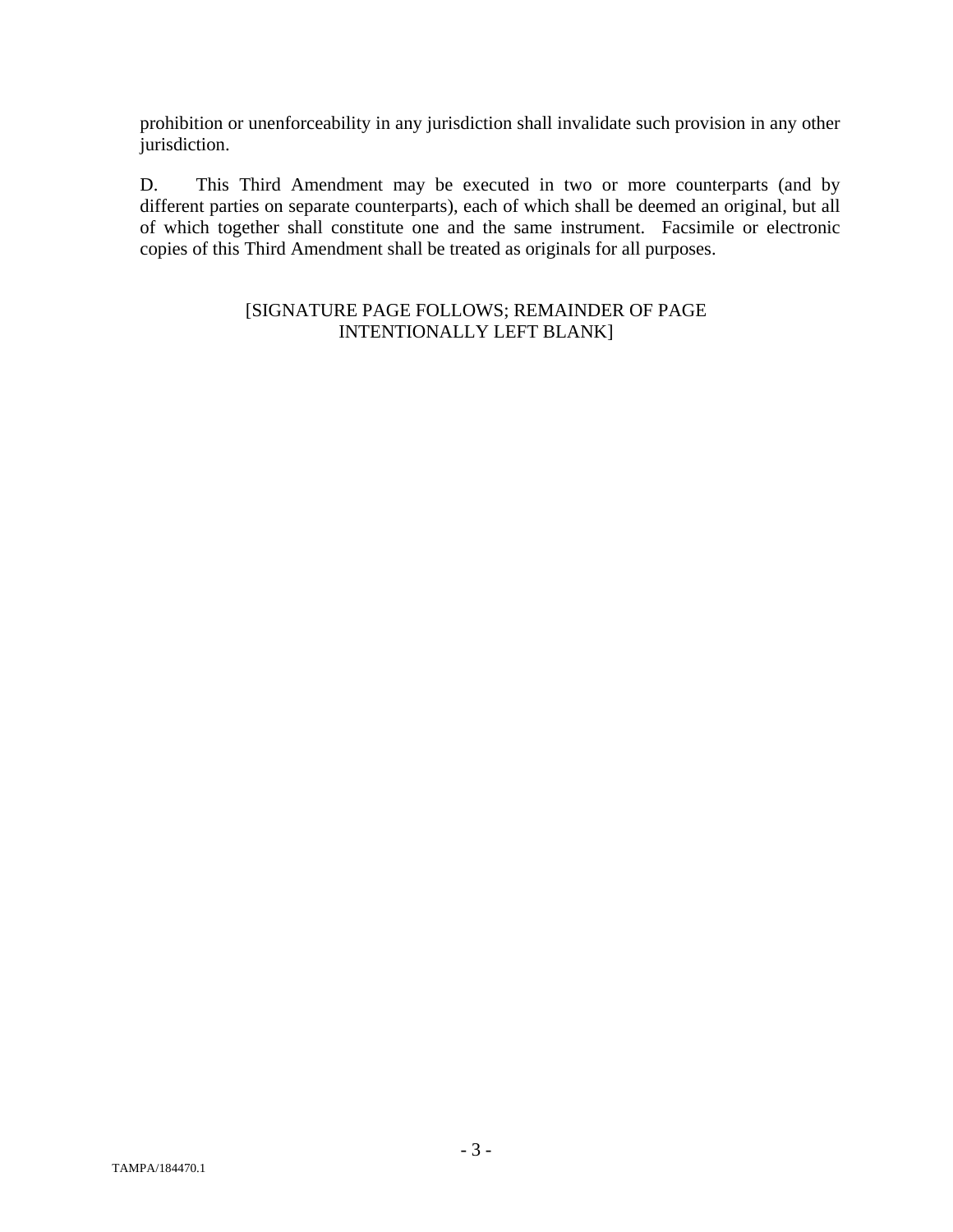prohibition or unenforceability in any jurisdiction shall invalidate such provision in any other jurisdiction.

D. This Third Amendment may be executed in two or more counterparts (and by different parties on separate counterparts), each of which shall be deemed an original, but all of which together shall constitute one and the same instrument. Facsimile or electronic copies of this Third Amendment shall be treated as originals for all purposes.

[SIGNATURE PAGE FOLLOWS; REMAINDER OF PAGE INTENTIONALLY LEFT BLANK]

TAMPA/184470.1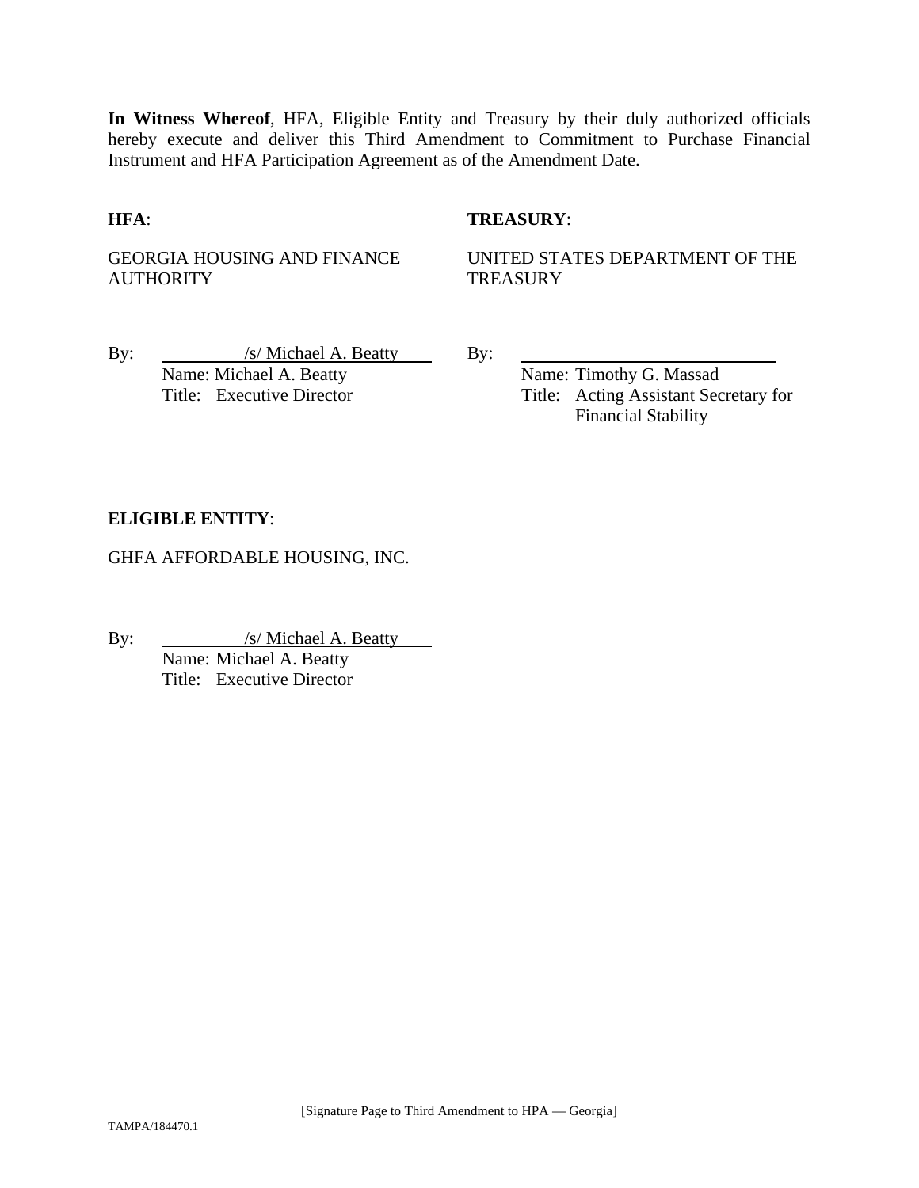**In Witness Whereof**, HFA, Eligible Entity and Treasury by their duly authorized officials hereby execute and deliver this Third Amendment to Commitment to Purchase Financial Instrument and HFA Participation Agreement as of the Amendment Date.

**HFA**:

GEORGIA HOUSING AND FINANCE AUTHORITY

By: /s/ Michael A. Beatty
Name: Michael A. Beatty
Title: Executive Director

**TREASURY**:

UNITED STATES DEPARTMENT OF THE TREASURY

By: ____________________________
Name: Timothy G. Massad
Title: Acting Assistant Secretary for Financial Stability

**ELIGIBLE ENTITY**:

GHFA AFFORDABLE HOUSING, INC.

By: /s/ Michael A. Beatty
Name: Michael A. Beatty
Title: Executive Director

[Signature Page to Third Amendment to HPA — Georgia]

TAMPA/184470.1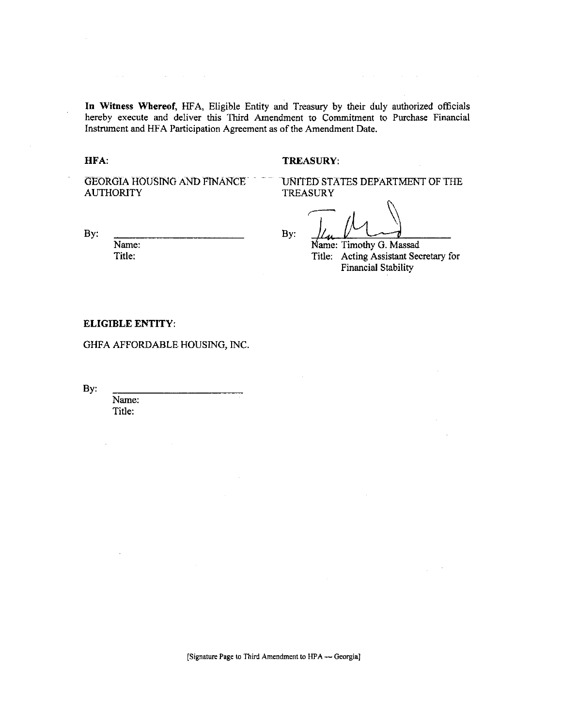**In Witness Whereof,** HFA, Eligible Entity and Treasury by their duly authorized officials hereby execute and deliver this Third Amendment to Commitment to Purchase Financial Instrument and HFA Participation Agreement as of the Amendment Date.

**HFA:**

GEORGIA HOUSING AND FINANCE AUTHORITY

By: \_\_\_\_\_\_\_\_\_\_\_\_\_\_\_\_\_\_\_\_\_\_\_\_
Name:
Title:

**TREASURY:**

UNITED STATES DEPARTMENT OF THE TREASURY

By: \_\_\_\_\_\_\_\_\_\_\_\_\_\_\_\_\_\_\_\_\_\_\_\_
Name: Timothy G. Massad
Title: Acting Assistant Secretary for Financial Stability

**ELIGIBLE ENTITY:**

GHFA AFFORDABLE HOUSING, INC.

By: \_\_\_\_\_\_\_\_\_\_\_\_\_\_\_\_\_\_\_\_\_\_\_\_
Name:
Title:

[Signature Page to Third Amendment to HPA — Georgia]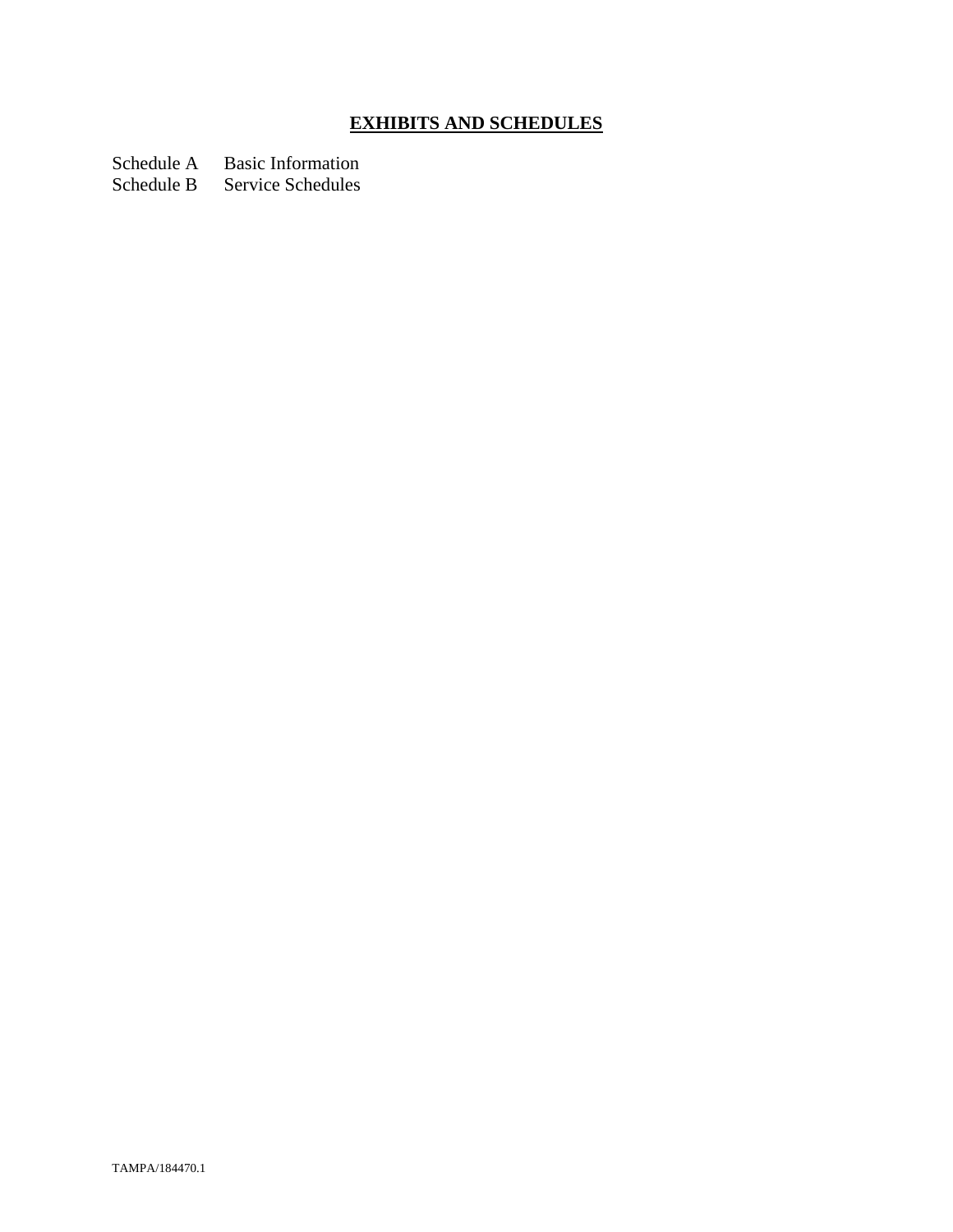## **EXHIBITS AND SCHEDULES**

Schedule A Basic Information
Schedule B Service Schedules

TAMPA/184470.1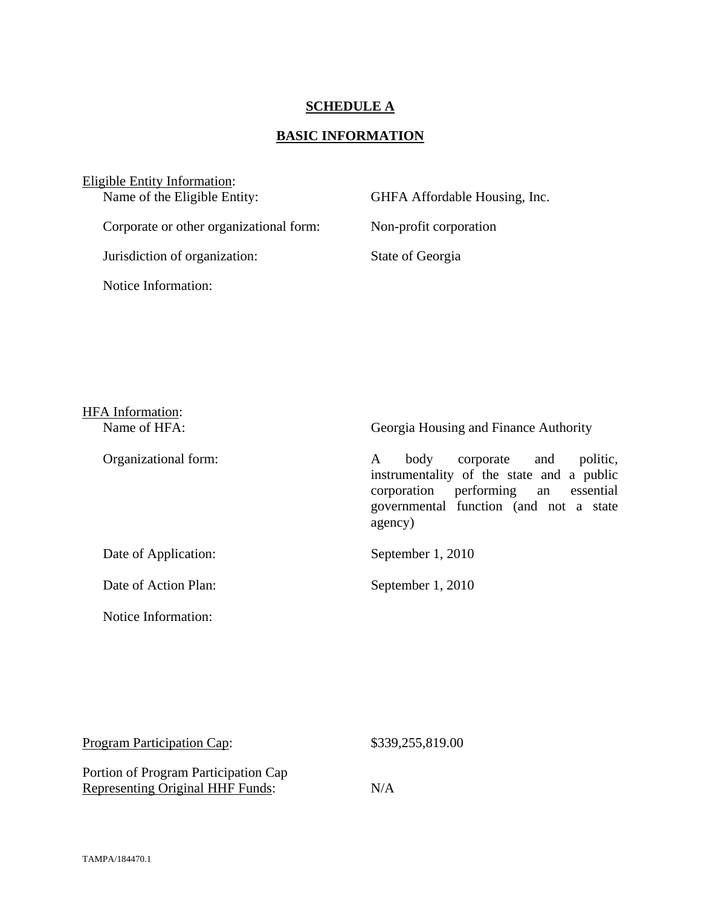# SCHEDULE A

## BASIC INFORMATION

Eligible Entity Information:

| | |
|---|---|
| Name of the Eligible Entity: | GHFA Affordable Housing, Inc. |
| Corporate or other organizational form: | Non-profit corporation |
| Jurisdiction of organization: | State of Georgia |
| Notice Information: | |

HFA Information:

| | |
|---|---|
| Name of HFA: | Georgia Housing and Finance Authority |
| Organizational form: | A body corporate and politic, instrumentality of the state and a public corporation performing an essential governmental function (and not a state agency) |
| Date of Application: | September 1, 2010 |
| Date of Action Plan: | September 1, 2010 |
| Notice Information: | |

| | |
|---|---|
| Program Participation Cap: | $339,255,819.00 |
| Portion of Program Participation Cap Representing Original HHF Funds: | N/A |

TAMPA/184470.1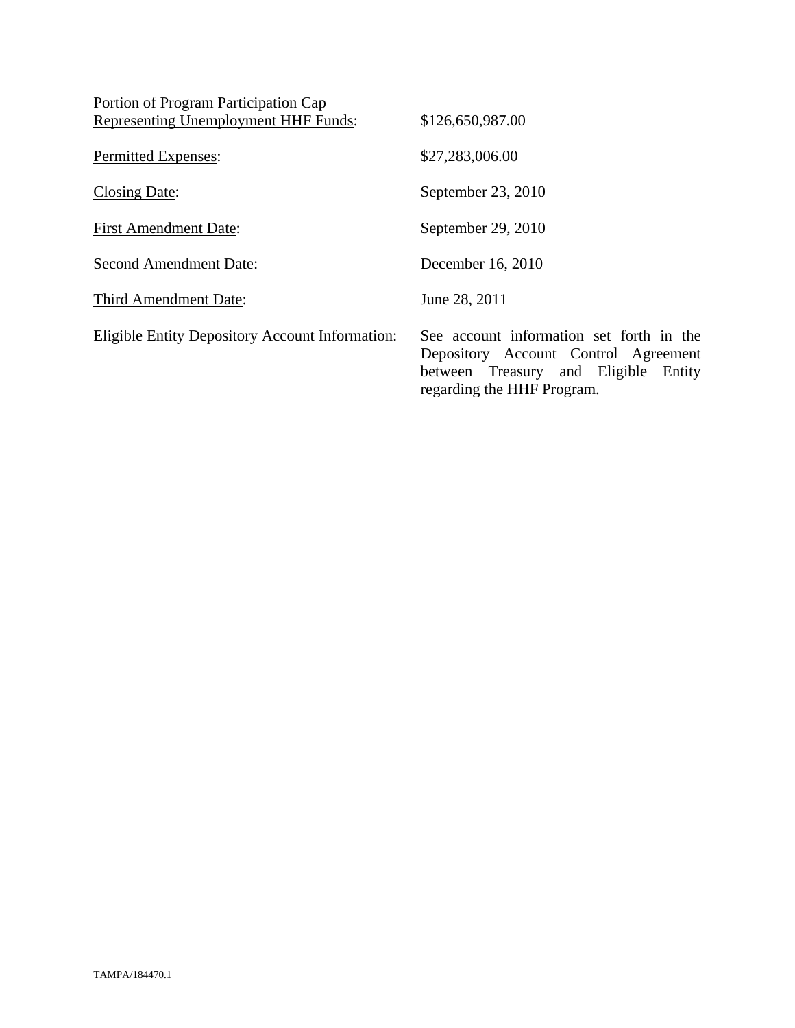| | |
|---|---|
| Portion of Program Participation Cap Representing Unemployment HHF Funds: | \$126,650,987.00 |
| Permitted Expenses: | \$27,283,006.00 |
| Closing Date: | September 23, 2010 |
| First Amendment Date: | September 29, 2010 |
| Second Amendment Date: | December 16, 2010 |
| Third Amendment Date: | June 28, 2011 |
| Eligible Entity Depository Account Information: | See account information set forth in the Depository Account Control Agreement between Treasury and Eligible Entity regarding the HHF Program. |

TAMPA/184470.1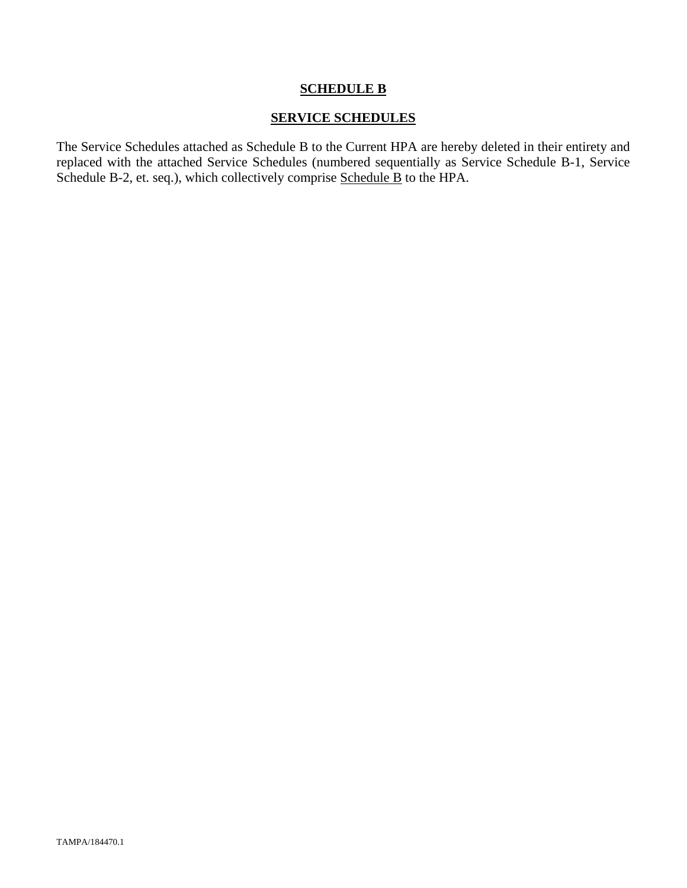## SCHEDULE B

## SERVICE SCHEDULES

The Service Schedules attached as Schedule B to the Current HPA are hereby deleted in their entirety and replaced with the attached Service Schedules (numbered sequentially as Service Schedule B-1, Service Schedule B-2, et. seq.), which collectively comprise Schedule B to the HPA.

TAMPA/184470.1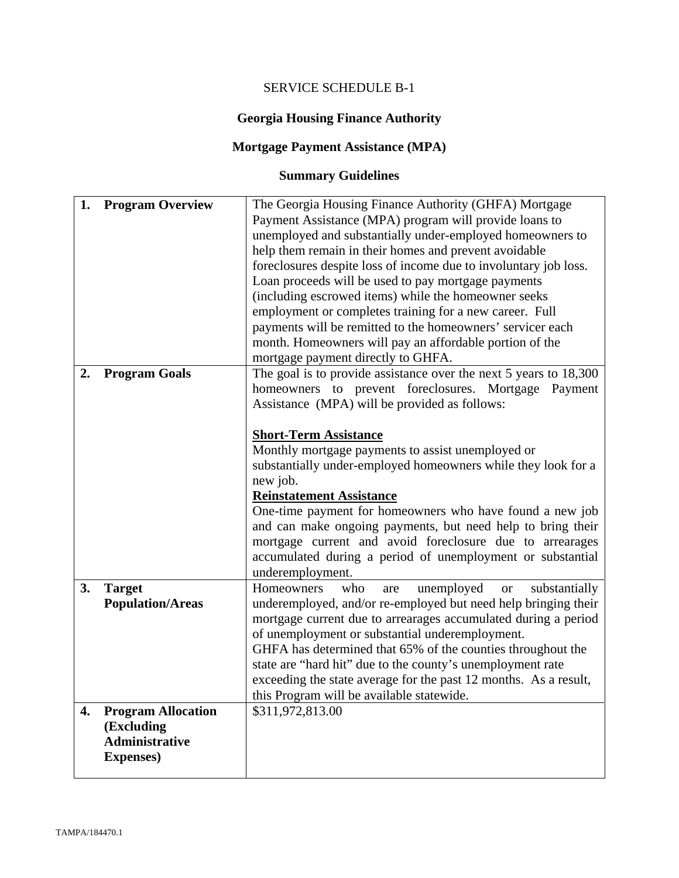SERVICE SCHEDULE B-1

**Georgia Housing Finance Authority**

**Mortgage Payment Assistance (MPA)**

**Summary Guidelines**

| | |
|---|---|
| **1. Program Overview** | The Georgia Housing Finance Authority (GHFA) Mortgage Payment Assistance (MPA) program will provide loans to unemployed and substantially under-employed homeowners to help them remain in their homes and prevent avoidable foreclosures despite loss of income due to involuntary job loss. Loan proceeds will be used to pay mortgage payments (including escrowed items) while the homeowner seeks employment or completes training for a new career. Full payments will be remitted to the homeowners' servicer each month. Homeowners will pay an affordable portion of the mortgage payment directly to GHFA. |
| **2. Program Goals** | The goal is to provide assistance over the next 5 years to 18,300 homeowners to prevent foreclosures. Mortgage Payment Assistance (MPA) will be provided as follows:<br><br>**<u>Short-Term Assistance</u>**<br>Monthly mortgage payments to assist unemployed or substantially under-employed homeowners while they look for a new job.<br>**<u>Reinstatement Assistance</u>**<br>One-time payment for homeowners who have found a new job and can make ongoing payments, but need help to bring their mortgage current and avoid foreclosure due to arrearages accumulated during a period of unemployment or substantial underemployment. |
| **3. Target Population/Areas** | Homeowners who are unemployed or substantially underemployed, and/or re-employed but need help bringing their mortgage current due to arrearages accumulated during a period of unemployment or substantial underemployment.<br>GHFA has determined that 65% of the counties throughout the state are "hard hit" due to the county's unemployment rate exceeding the state average for the past 12 months. As a result, this Program will be available statewide. |
| **4. Program Allocation (Excluding Administrative Expenses)** | $311,972,813.00 |

TAMPA/184470.1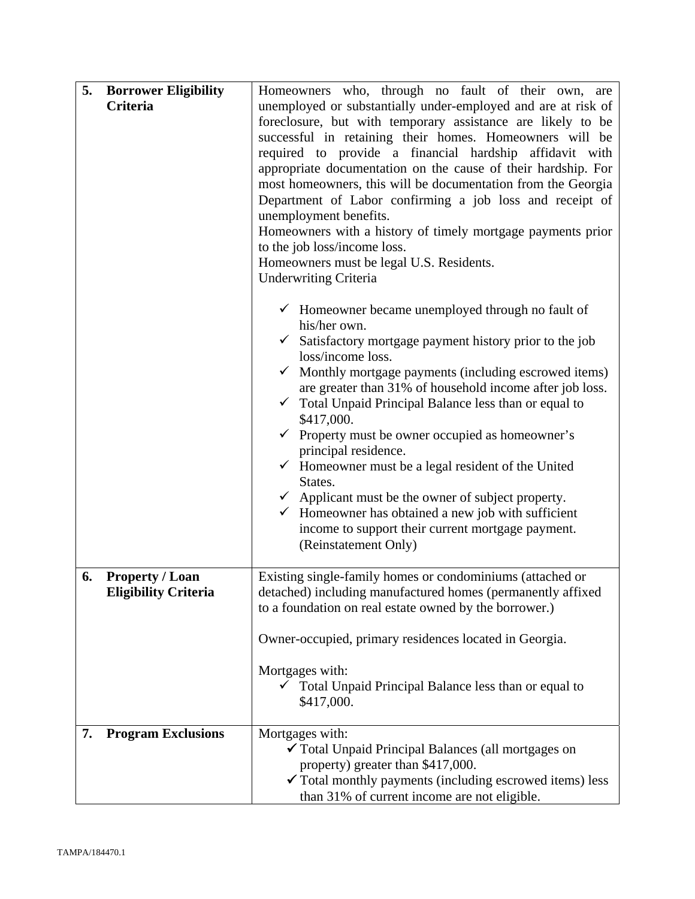| | |
|---|---|
| **5. Borrower Eligibility Criteria** | Homeowners who, through no fault of their own, are unemployed or substantially under-employed and are at risk of foreclosure, but with temporary assistance are likely to be successful in retaining their homes. Homeowners will be required to provide a financial hardship affidavit with appropriate documentation on the cause of their hardship. For most homeowners, this will be documentation from the Georgia Department of Labor confirming a job loss and receipt of unemployment benefits.<br>Homeowners with a history of timely mortgage payments prior to the job loss/income loss.<br>Homeowners must be legal U.S. Residents.<br>Underwriting Criteria<br><br>✓ Homeowner became unemployed through no fault of his/her own.<br>✓ Satisfactory mortgage payment history prior to the job loss/income loss.<br>✓ Monthly mortgage payments (including escrowed items) are greater than 31% of household income after job loss.<br>✓ Total Unpaid Principal Balance less than or equal to \$417,000.<br>✓ Property must be owner occupied as homeowner's principal residence.<br>✓ Homeowner must be a legal resident of the United States.<br>✓ Applicant must be the owner of subject property.<br>✓ Homeowner has obtained a new job with sufficient income to support their current mortgage payment. (Reinstatement Only) |
| **6. Property / Loan Eligibility Criteria** | Existing single-family homes or condominiums (attached or detached) including manufactured homes (permanently affixed to a foundation on real estate owned by the borrower.)<br><br>Owner-occupied, primary residences located in Georgia.<br><br>Mortgages with:<br>✓ Total Unpaid Principal Balance less than or equal to \$417,000. |
| **7. Program Exclusions** | Mortgages with:<br>✓ Total Unpaid Principal Balances (all mortgages on property) greater than \$417,000.<br>✓ Total monthly payments (including escrowed items) less than 31% of current income are not eligible. |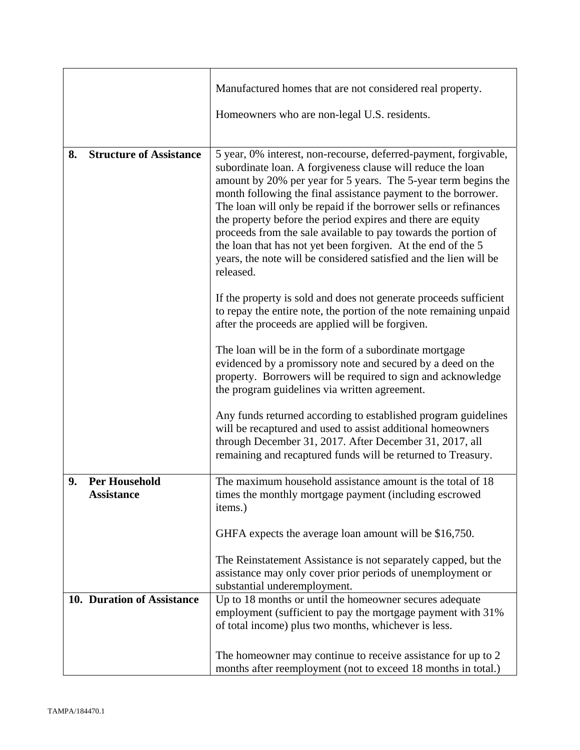| | |
|---|---|
| | Manufactured homes that are not considered real property.<br><br>Homeowners who are non-legal U.S. residents. |
| **8. Structure of Assistance** | 5 year, 0% interest, non-recourse, deferred-payment, forgivable, subordinate loan. A forgiveness clause will reduce the loan amount by 20% per year for 5 years. The 5-year term begins the month following the final assistance payment to the borrower. The loan will only be repaid if the borrower sells or refinances the property before the period expires and there are equity proceeds from the sale available to pay towards the portion of the loan that has not yet been forgiven. At the end of the 5 years, the note will be considered satisfied and the lien will be released.<br><br>If the property is sold and does not generate proceeds sufficient to repay the entire note, the portion of the note remaining unpaid after the proceeds are applied will be forgiven.<br><br>The loan will be in the form of a subordinate mortgage evidenced by a promissory note and secured by a deed on the property. Borrowers will be required to sign and acknowledge the program guidelines via written agreement.<br><br>Any funds returned according to established program guidelines will be recaptured and used to assist additional homeowners through December 31, 2017. After December 31, 2017, all remaining and recaptured funds will be returned to Treasury. |
| **9. Per Household Assistance** | The maximum household assistance amount is the total of 18 times the monthly mortgage payment (including escrowed items.)<br><br>GHFA expects the average loan amount will be $16,750.<br><br>The Reinstatement Assistance is not separately capped, but the assistance may only cover prior periods of unemployment or substantial underemployment. |
| **10. Duration of Assistance** | Up to 18 months or until the homeowner secures adequate employment (sufficient to pay the mortgage payment with 31% of total income) plus two months, whichever is less.<br><br>The homeowner may continue to receive assistance for up to 2 months after reemployment (not to exceed 18 months in total.) |

TAMPA/184470.1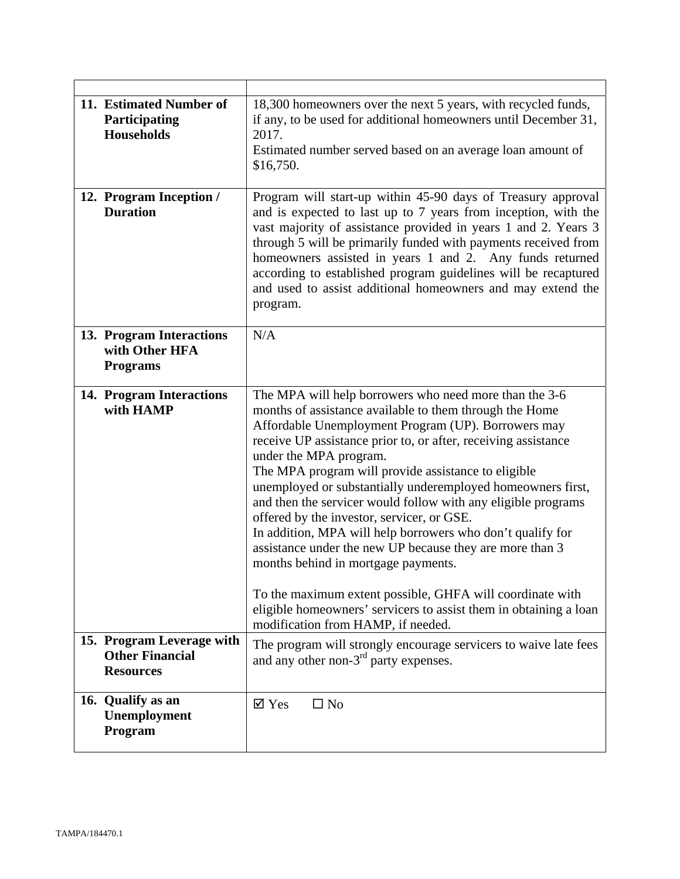| | |
|---|---|
| **11. Estimated Number of Participating Households** | 18,300 homeowners over the next 5 years, with recycled funds, if any, to be used for additional homeowners until December 31, 2017.<br>Estimated number served based on an average loan amount of $16,750. |
| **12. Program Inception / Duration** | Program will start-up within 45-90 days of Treasury approval and is expected to last up to 7 years from inception, with the vast majority of assistance provided in years 1 and 2. Years 3 through 5 will be primarily funded with payments received from homeowners assisted in years 1 and 2. Any funds returned according to established program guidelines will be recaptured and used to assist additional homeowners and may extend the program. |
| **13. Program Interactions with Other HFA Programs** | N/A |
| **14. Program Interactions with HAMP** | The MPA will help borrowers who need more than the 3-6 months of assistance available to them through the Home Affordable Unemployment Program (UP). Borrowers may receive UP assistance prior to, or after, receiving assistance under the MPA program.<br>The MPA program will provide assistance to eligible unemployed or substantially underemployed homeowners first, and then the servicer would follow with any eligible programs offered by the investor, servicer, or GSE.<br>In addition, MPA will help borrowers who don't qualify for assistance under the new UP because they are more than 3 months behind in mortgage payments.<br><br>To the maximum extent possible, GHFA will coordinate with eligible homeowners' servicers to assist them in obtaining a loan modification from HAMP, if needed. |
| **15. Program Leverage with Other Financial Resources** | The program will strongly encourage servicers to waive late fees and any other non-3rd party expenses. |
| **16. Qualify as an Unemployment Program** | ☑ Yes ☐ No |